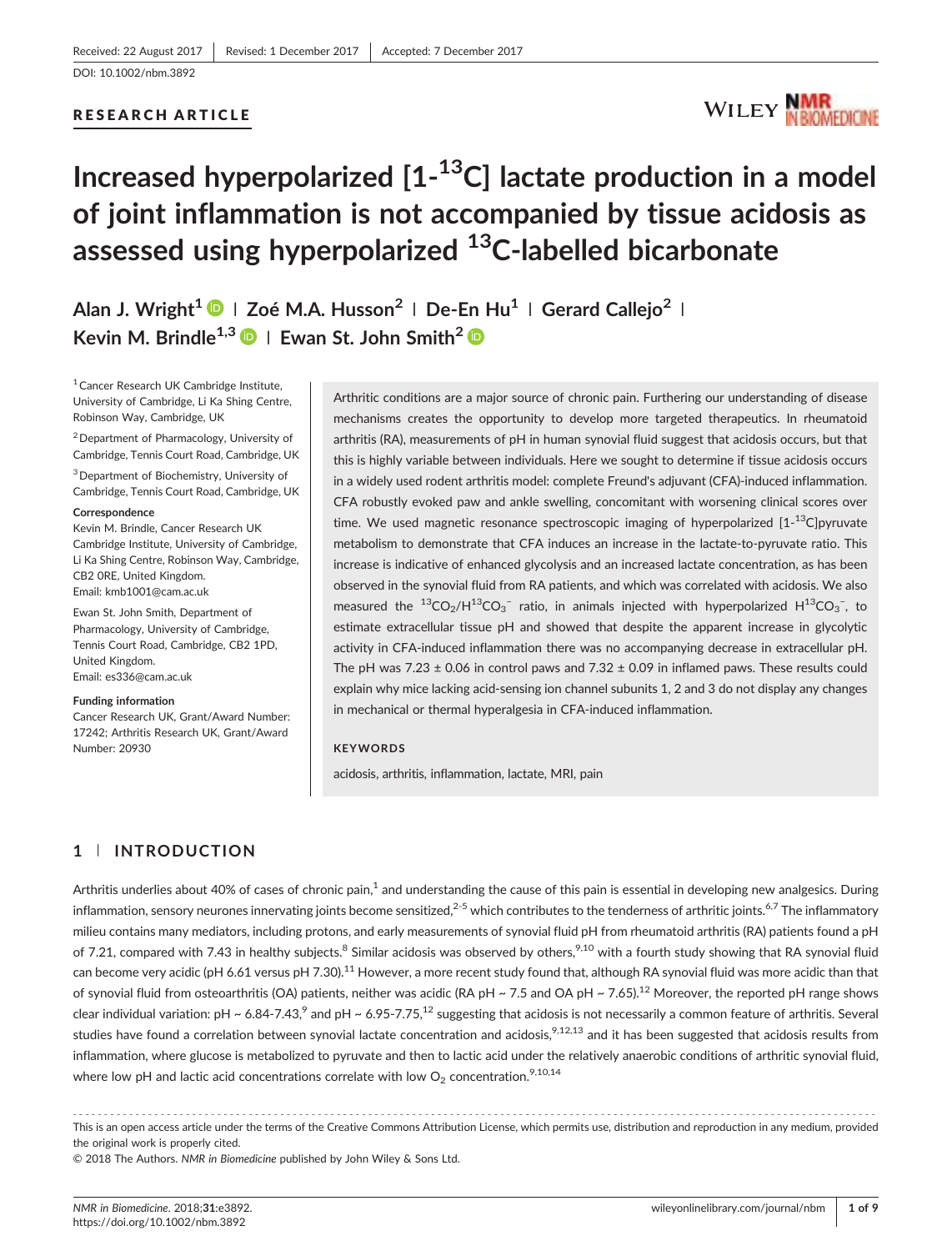Received: 22 August 2017 | Revised: 1 December 2017 | Accepted: 7 December 2017

DOI: 10.1002/nbm.3892

RESEARCH ARTICLE

# Increased hyperpolarized [1-$^{13}$C] lactate production in a model of joint inflammation is not accompanied by tissue acidosis as assessed using hyperpolarized $^{13}$C-labelled bicarbonate

Alan J. Wright[1] | Zoé M.A. Husson[2] | De-En Hu[1] | Gerard Callejo[2] | Kevin M. Brindle[1,3] | Ewan St. John Smith[2]

[1] Cancer Research UK Cambridge Institute, University of Cambridge, Li Ka Shing Centre, Robinson Way, Cambridge, UK

[2] Department of Pharmacology, University of Cambridge, Tennis Court Road, Cambridge, UK

[3] Department of Biochemistry, University of Cambridge, Tennis Court Road, Cambridge, UK

**Correspondence**

Kevin M. Brindle, Cancer Research UK Cambridge Institute, University of Cambridge, Li Ka Shing Centre, Robinson Way, Cambridge, CB2 0RE, United Kingdom.
Email: kmb1001@cam.ac.uk

Ewan St. John Smith, Department of Pharmacology, University of Cambridge, Tennis Court Road, Cambridge, CB2 1PD, United Kingdom.
Email: es336@cam.ac.uk

**Funding information**

Cancer Research UK, Grant/Award Number: 17242; Arthritis Research UK, Grant/Award Number: 20930

Arthritic conditions are a major source of chronic pain. Furthering our understanding of disease mechanisms creates the opportunity to develop more targeted therapeutics. In rheumatoid arthritis (RA), measurements of pH in human synovial fluid suggest that acidosis occurs, but that this is highly variable between individuals. Here we sought to determine if tissue acidosis occurs in a widely used rodent arthritis model: complete Freund's adjuvant (CFA)-induced inflammation. CFA robustly evoked paw and ankle swelling, concomitant with worsening clinical scores over time. We used magnetic resonance spectroscopic imaging of hyperpolarized [1-$^{13}$C]pyruvate metabolism to demonstrate that CFA induces an increase in the lactate-to-pyruvate ratio. This increase is indicative of enhanced glycolysis and an increased lactate concentration, as has been observed in the synovial fluid from RA patients, and which was correlated with acidosis. We also measured the $^{13}CO_2/H^{13}CO_3^-$ ratio, in animals injected with hyperpolarized $H^{13}CO_3^-$, to estimate extracellular tissue pH and showed that despite the apparent increase in glycolytic activity in CFA-induced inflammation there was no accompanying decrease in extracellular pH. The pH was 7.23 ± 0.06 in control paws and 7.32 ± 0.09 in inflamed paws. These results could explain why mice lacking acid-sensing ion channel subunits 1, 2 and 3 do not display any changes in mechanical or thermal hyperalgesia in CFA-induced inflammation.

**KEYWORDS**

acidosis, arthritis, inflammation, lactate, MRI, pain

## 1 | INTRODUCTION

Arthritis underlies about 40% of cases of chronic pain,[1] and understanding the cause of this pain is essential in developing new analgesics. During inflammation, sensory neurones innervating joints become sensitized,[2-5] which contributes to the tenderness of arthritic joints.[6,7] The inflammatory milieu contains many mediators, including protons, and early measurements of synovial fluid pH from rheumatoid arthritis (RA) patients found a pH of 7.21, compared with 7.43 in healthy subjects.[8] Similar acidosis was observed by others,[9,10] with a fourth study showing that RA synovial fluid can become very acidic (pH 6.61 versus pH 7.30).[11] However, a more recent study found that, although RA synovial fluid was more acidic than that of synovial fluid from osteoarthritis (OA) patients, neither was acidic (RA pH ~ 7.5 and OA pH ~ 7.65).[12] Moreover, the reported pH range shows clear individual variation: pH ~ 6.84-7.43,[9] and pH ~ 6.95-7.75,[12] suggesting that acidosis is not necessarily a common feature of arthritis. Several studies have found a correlation between synovial lactate concentration and acidosis,[9,12,13] and it has been suggested that acidosis results from inflammation, where glucose is metabolized to pyruvate and then to lactic acid under the relatively anaerobic conditions of arthritic synovial fluid, where low pH and lactic acid concentrations correlate with low $O_2$ concentration.[9,10,14]

This is an open access article under the terms of the Creative Commons Attribution License, which permits use, distribution and reproduction in any medium, provided the original work is properly cited.

© 2018 The Authors. *NMR in Biomedicine* published by John Wiley & Sons Ltd.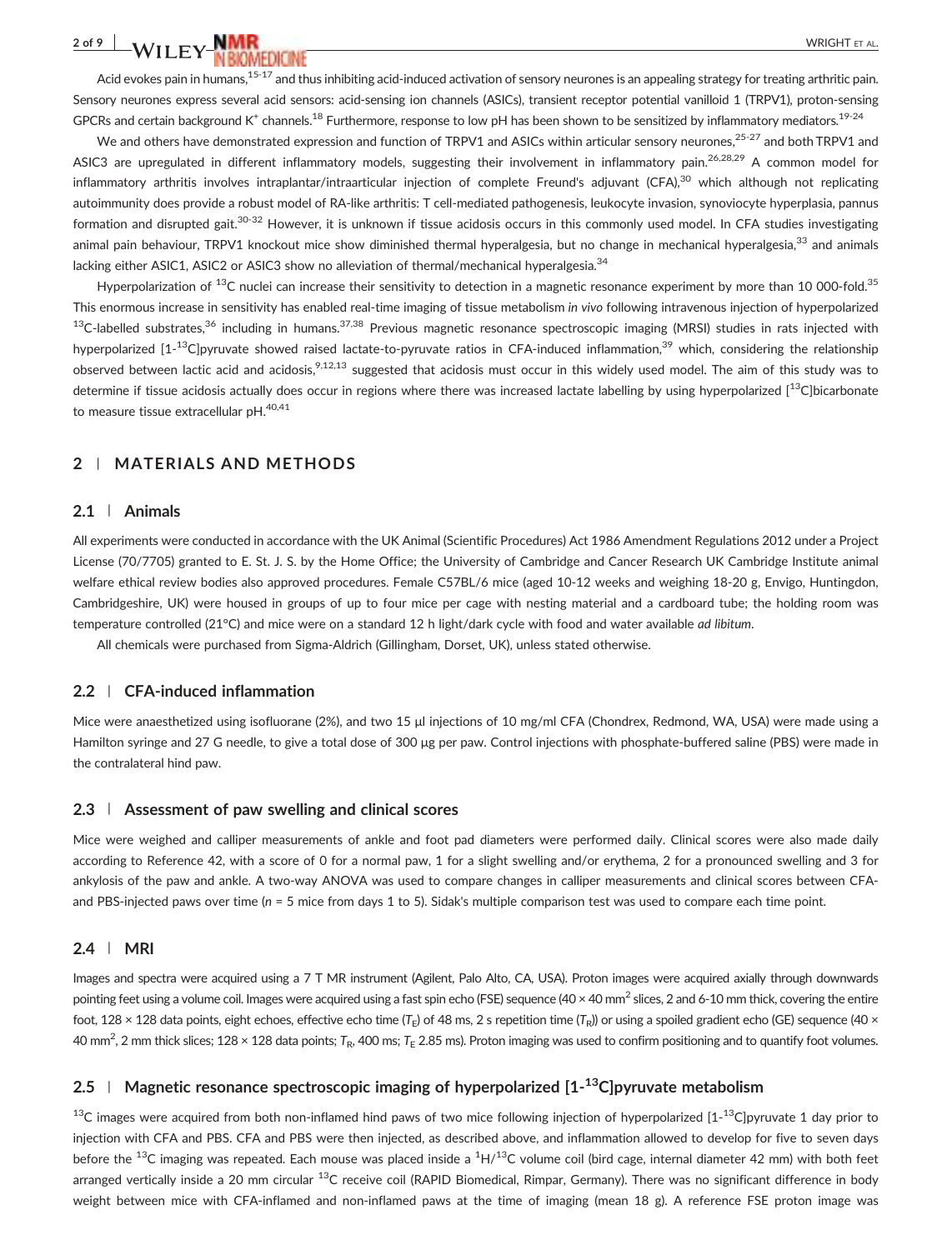Acid evokes pain in humans,[15-17] and thus inhibiting acid-induced activation of sensory neurones is an appealing strategy for treating arthritic pain. Sensory neurones express several acid sensors: acid-sensing ion channels (ASICs), transient receptor potential vanilloid 1 (TRPV1), proton-sensing GPCRs and certain background $K^+$ channels.[18] Furthermore, response to low pH has been shown to be sensitized by inflammatory mediators.[19-24]

We and others have demonstrated expression and function of TRPV1 and ASICs within articular sensory neurones,[25-27] and both TRPV1 and ASIC3 are upregulated in different inflammatory models, suggesting their involvement in inflammatory pain.[26,28,29] A common model for inflammatory arthritis involves intraplantar/intraarticular injection of complete Freund's adjuvant (CFA),[30] which although not replicating autoimmunity does provide a robust model of RA-like arthritis: T cell-mediated pathogenesis, leukocyte invasion, synoviocyte hyperplasia, pannus formation and disrupted gait.[30-32] However, it is unknown if tissue acidosis occurs in this commonly used model. In CFA studies investigating animal pain behaviour, TRPV1 knockout mice show diminished thermal hyperalgesia, but no change in mechanical hyperalgesia,[33] and animals lacking either ASIC1, ASIC2 or ASIC3 show no alleviation of thermal/mechanical hyperalgesia.[34]

Hyperpolarization of $^{13}$C nuclei can increase their sensitivity to detection in a magnetic resonance experiment by more than 10 000-fold.[35] This enormous increase in sensitivity has enabled real-time imaging of tissue metabolism *in vivo* following intravenous injection of hyperpolarized $^{13}$C-labelled substrates,[36] including in humans.[37,38] Previous magnetic resonance spectroscopic imaging (MRSI) studies in rats injected with hyperpolarized [1-$^{13}$C]pyruvate showed raised lactate-to-pyruvate ratios in CFA-induced inflammation,[39] which, considering the relationship observed between lactic acid and acidosis,[9,12,13] suggested that acidosis must occur in this widely used model. The aim of this study was to determine if tissue acidosis actually does occur in regions where there was increased lactate labelling by using hyperpolarized [$^{13}$C]bicarbonate to measure tissue extracellular pH.[40,41]

## 2 | MATERIALS AND METHODS

### 2.1 | Animals

All experiments were conducted in accordance with the UK Animal (Scientific Procedures) Act 1986 Amendment Regulations 2012 under a Project License (70/7705) granted to E. St. J. S. by the Home Office; the University of Cambridge and Cancer Research UK Cambridge Institute animal welfare ethical review bodies also approved procedures. Female C57BL/6 mice (aged 10-12 weeks and weighing 18-20 g, Envigo, Huntingdon, Cambridgeshire, UK) were housed in groups of up to four mice per cage with nesting material and a cardboard tube; the holding room was temperature controlled (21°C) and mice were on a standard 12 h light/dark cycle with food and water available *ad libitum*.

All chemicals were purchased from Sigma-Aldrich (Gillingham, Dorset, UK), unless stated otherwise.

### 2.2 | CFA-induced inflammation

Mice were anaesthetized using isofluorane (2%), and two 15 μl injections of 10 mg/ml CFA (Chondrex, Redmond, WA, USA) were made using a Hamilton syringe and 27 G needle, to give a total dose of 300 μg per paw. Control injections with phosphate-buffered saline (PBS) were made in the contralateral hind paw.

### 2.3 | Assessment of paw swelling and clinical scores

Mice were weighed and calliper measurements of ankle and foot pad diameters were performed daily. Clinical scores were also made daily according to Reference 42, with a score of 0 for a normal paw, 1 for a slight swelling and/or erythema, 2 for a pronounced swelling and 3 for ankylosis of the paw and ankle. A two-way ANOVA was used to compare changes in calliper measurements and clinical scores between CFA- and PBS-injected paws over time ($n$ = 5 mice from days 1 to 5). Sidak's multiple comparison test was used to compare each time point.

### 2.4 | MRI

Images and spectra were acquired using a 7 T MR instrument (Agilent, Palo Alto, CA, USA). Proton images were acquired axially through downwards pointing feet using a volume coil. Images were acquired using a fast spin echo (FSE) sequence (40 × 40 mm$^2$ slices, 2 and 6-10 mm thick, covering the entire foot, 128 × 128 data points, eight echoes, effective echo time ($T_E$) of 48 ms, 2 s repetition time ($T_R$)) or using a spoiled gradient echo (GE) sequence (40 × 40 mm$^2$, 2 mm thick slices; 128 × 128 data points; $T_R$, 400 ms; $T_E$ 2.85 ms). Proton imaging was used to confirm positioning and to quantify foot volumes.

### 2.5 | Magnetic resonance spectroscopic imaging of hyperpolarized [1-$^{13}$C]pyruvate metabolism

$^{13}$C images were acquired from both non-inflamed hind paws of two mice following injection of hyperpolarized [1-$^{13}$C]pyruvate 1 day prior to injection with CFA and PBS. CFA and PBS were then injected, as described above, and inflammation allowed to develop for five to seven days before the $^{13}$C imaging was repeated. Each mouse was placed inside a $^1$H/$^{13}$C volume coil (bird cage, internal diameter 42 mm) with both feet arranged vertically inside a 20 mm circular $^{13}$C receive coil (RAPID Biomedical, Rimpar, Germany). There was no significant difference in body weight between mice with CFA-inflamed and non-inflamed paws at the time of imaging (mean 18 g). A reference FSE proton image was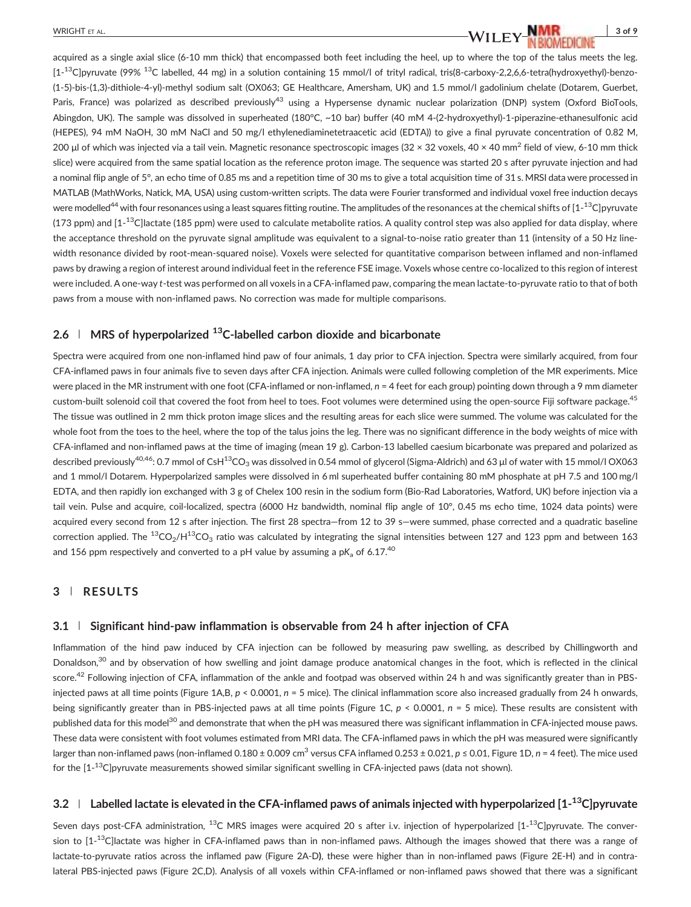acquired as a single axial slice (6-10 mm thick) that encompassed both feet including the heel, up to where the top of the talus meets the leg. [1-$^{13}$C]pyruvate (99% $^{13}$C labelled, 44 mg) in a solution containing 15 mmol/l of trityl radical, tris(8-carboxy-2,2,6,6-tetra(hydroxyethyl)-benzo-(1-5)-bis-(1,3)-dithiole-4-yl)-methyl sodium salt (OX063; GE Healthcare, Amersham, UK) and 1.5 mmol/l gadolinium chelate (Dotarem, Guerbet, Paris, France) was polarized as described previously[43] using a Hypersense dynamic nuclear polarization (DNP) system (Oxford BioTools, Abingdon, UK). The sample was dissolved in superheated (180°C, ~10 bar) buffer (40 mM 4-(2-hydroxyethyl)-1-piperazine-ethanesulfonic acid (HEPES), 94 mM NaOH, 30 mM NaCl and 50 mg/l ethylenediaminetetraacetic acid (EDTA)) to give a final pyruvate concentration of 0.82 M, 200 μl of which was injected via a tail vein. Magnetic resonance spectroscopic images (32 × 32 voxels, 40 × 40 mm$^2$ field of view, 6-10 mm thick slice) were acquired from the same spatial location as the reference proton image. The sequence was started 20 s after pyruvate injection and had a nominal flip angle of 5°, an echo time of 0.85 ms and a repetition time of 30 ms to give a total acquisition time of 31 s. MRSI data were processed in MATLAB (MathWorks, Natick, MA, USA) using custom-written scripts. The data were Fourier transformed and individual voxel free induction decays were modelled[44] with four resonances using a least squares fitting routine. The amplitudes of the resonances at the chemical shifts of [1-$^{13}$C]pyruvate (173 ppm) and [1-$^{13}$C]lactate (185 ppm) were used to calculate metabolite ratios. A quality control step was also applied for data display, where the acceptance threshold on the pyruvate signal amplitude was equivalent to a signal-to-noise ratio greater than 11 (intensity of a 50 Hz line-width resonance divided by root-mean-squared noise). Voxels were selected for quantitative comparison between inflamed and non-inflamed paws by drawing a region of interest around individual feet in the reference FSE image. Voxels whose centre co-localized to this region of interest were included. A one-way *t*-test was performed on all voxels in a CFA-inflamed paw, comparing the mean lactate-to-pyruvate ratio to that of both paws from a mouse with non-inflamed paws. No correction was made for multiple comparisons.

### 2.6 | MRS of hyperpolarized $^{13}$C-labelled carbon dioxide and bicarbonate

Spectra were acquired from one non-inflamed hind paw of four animals, 1 day prior to CFA injection. Spectra were similarly acquired, from four CFA-inflamed paws in four animals five to seven days after CFA injection. Animals were culled following completion of the MR experiments. Mice were placed in the MR instrument with one foot (CFA-inflamed or non-inflamed, $n = 4$ feet for each group) pointing down through a 9 mm diameter custom-built solenoid coil that covered the foot from heel to toes. Foot volumes were determined using the open-source Fiji software package.[45] The tissue was outlined in 2 mm thick proton image slices and the resulting areas for each slice were summed. The volume was calculated for the whole foot from the toes to the heel, where the top of the talus joins the leg. There was no significant difference in the body weights of mice with CFA-inflamed and non-inflamed paws at the time of imaging (mean 19 g). Carbon-13 labelled caesium bicarbonate was prepared and polarized as described previously[40,46]: 0.7 mmol of $CsH^{13}CO_3$ was dissolved in 0.54 mmol of glycerol (Sigma-Aldrich) and 63 μl of water with 15 mmol/l OX063 and 1 mmol/l Dotarem. Hyperpolarized samples were dissolved in 6 ml superheated buffer containing 80 mM phosphate at pH 7.5 and 100 mg/l EDTA, and then rapidly ion exchanged with 3 g of Chelex 100 resin in the sodium form (Bio-Rad Laboratories, Watford, UK) before injection via a tail vein. Pulse and acquire, coil-localized, spectra (6000 Hz bandwidth, nominal flip angle of 10°, 0.45 ms echo time, 1024 data points) were acquired every second from 12 s after injection. The first 28 spectra—from 12 to 39 s—were summed, phase corrected and a quadratic baseline correction applied. The $^{13}CO_2/H^{13}CO_3$ ratio was calculated by integrating the signal intensities between 127 and 123 ppm and between 163 and 156 ppm respectively and converted to a pH value by assuming a p$K_a$ of 6.17.[40]

## 3 | RESULTS

### 3.1 | Significant hind-paw inflammation is observable from 24 h after injection of CFA

Inflammation of the hind paw induced by CFA injection can be followed by measuring paw swelling, as described by Chillingworth and Donaldson,[30] and by observation of how swelling and joint damage produce anatomical changes in the foot, which is reflected in the clinical score.[42] Following injection of CFA, inflammation of the ankle and footpad was observed within 24 h and was significantly greater than in PBS-injected paws at all time points (Figure 1A,B, $p < 0.0001$, $n = 5$ mice). The clinical inflammation score also increased gradually from 24 h onwards, being significantly greater than in PBS-injected paws at all time points (Figure 1C, $p < 0.0001$, $n = 5$ mice). These results are consistent with published data for this model[30] and demonstrate that when the pH was measured there was significant inflammation in CFA-injected mouse paws. These data were consistent with foot volumes estimated from MRI data. The CFA-inflamed paws in which the pH was measured were significantly larger than non-inflamed paws (non-inflamed 0.180 ± 0.009 cm$^3$ versus CFA inflamed 0.253 ± 0.021, $p \leq 0.01$, Figure 1D, $n = 4$ feet). The mice used for the [1-$^{13}$C]pyruvate measurements showed similar significant swelling in CFA-injected paws (data not shown).

### 3.2 | Labelled lactate is elevated in the CFA-inflamed paws of animals injected with hyperpolarized [1-$^{13}$C]pyruvate

Seven days post-CFA administration, $^{13}$C MRS images were acquired 20 s after i.v. injection of hyperpolarized [1-$^{13}$C]pyruvate. The conversion to [1-$^{13}$C]lactate was higher in CFA-inflamed paws than in non-inflamed paws. Although the images showed that there was a range of lactate-to-pyruvate ratios across the inflamed paw (Figure 2A-D), these were higher than in non-inflamed paws (Figure 2E-H) and in contralateral PBS-injected paws (Figure 2C,D). Analysis of all voxels within CFA-inflamed or non-inflamed paws showed that there was a significant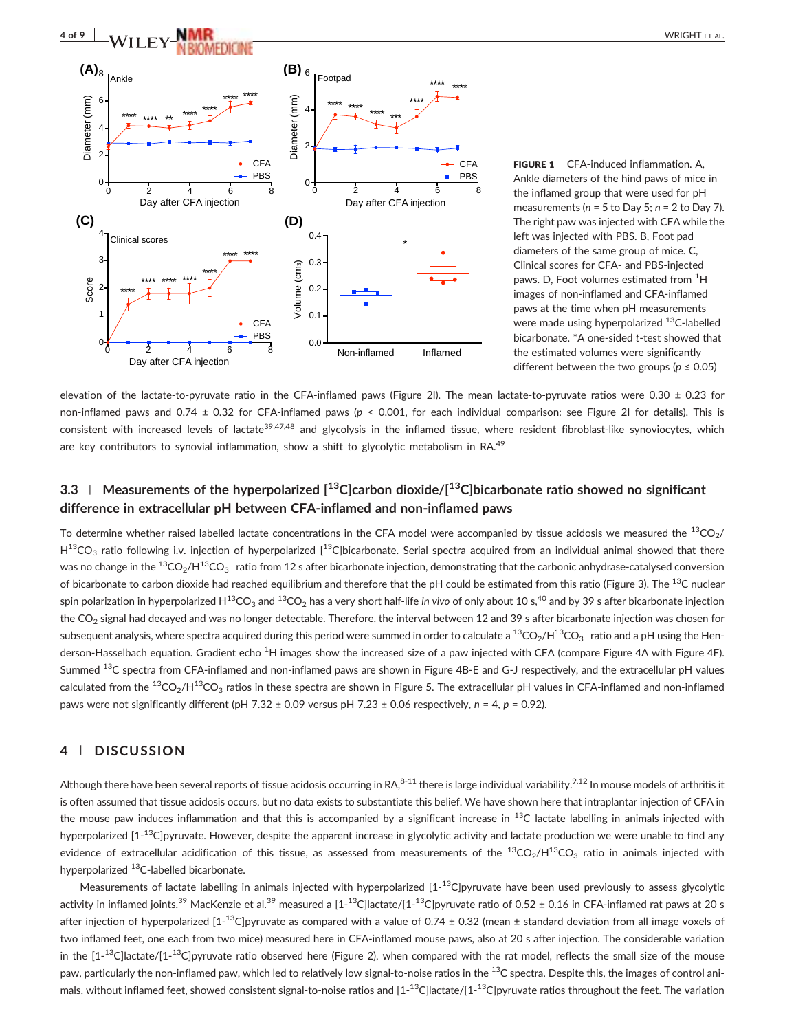FIGURE 1 CFA-induced inflammation. A, Ankle diameters of the hind paws of mice in the inflamed group that were used for pH measurements ($n$ = 5 to Day 5; $n$ = 2 to Day 7). The right paw was injected with CFA while the left was injected with PBS. B, Foot pad diameters of the same group of mice. C, Clinical scores for CFA- and PBS-injected paws. D, Foot volumes estimated from $^{1}$H images of non-inflamed and CFA-inflamed paws at the time when pH measurements were made using hyperpolarized $^{13}$C-labelled bicarbonate. *A one-sided $t$-test showed that the estimated volumes were significantly different between the two groups ($p \leq 0.05$)

elevation of the lactate-to-pyruvate ratio in the CFA-inflamed paws (Figure 2I). The mean lactate-to-pyruvate ratios were 0.30 ± 0.23 for non-inflamed paws and 0.74 ± 0.32 for CFA-inflamed paws ($p$ < 0.001, for each individual comparison: see Figure 2I for details). This is consistent with increased levels of lactate[39,47,48] and glycolysis in the inflamed tissue, where resident fibroblast-like synoviocytes, which are key contributors to synovial inflammation, show a shift to glycolytic metabolism in RA.[49]

## 3.3 | Measurements of the hyperpolarized [$^{13}$C]carbon dioxide/[$^{13}$C]bicarbonate ratio showed no significant difference in extracellular pH between CFA-inflamed and non-inflamed paws

To determine whether raised labelled lactate concentrations in the CFA model were accompanied by tissue acidosis we measured the $^{13}CO_2$/$H^{13}CO_3$ ratio following i.v. injection of hyperpolarized [$^{13}$C]bicarbonate. Serial spectra acquired from an individual animal showed that there was no change in the $^{13}CO_2$/$H^{13}CO_3^-$ ratio from 12 s after bicarbonate injection, demonstrating that the carbonic anhydrase-catalysed conversion of bicarbonate to carbon dioxide had reached equilibrium and therefore that the pH could be estimated from this ratio (Figure 3). The $^{13}$C nuclear spin polarization in hyperpolarized $H^{13}CO_3$ and $^{13}CO_2$ has a very short half-life *in vivo* of only about 10 s,[40] and by 39 s after bicarbonate injection the $CO_2$ signal had decayed and was no longer detectable. Therefore, the interval between 12 and 39 s after bicarbonate injection was chosen for subsequent analysis, where spectra acquired during this period were summed in order to calculate a $^{13}CO_2$/$H^{13}CO_3^-$ ratio and a pH using the Henderson-Hasselbach equation. Gradient echo $^{1}$H images show the increased size of a paw injected with CFA (compare Figure 4A with Figure 4F). Summed $^{13}$C spectra from CFA-inflamed and non-inflamed paws are shown in Figure 4B-E and G-J respectively, and the extracellular pH values calculated from the $^{13}CO_2$/$H^{13}CO_3$ ratios in these spectra are shown in Figure 5. The extracellular pH values in CFA-inflamed and non-inflamed paws were not significantly different (pH 7.32 ± 0.09 versus pH 7.23 ± 0.06 respectively, $n$ = 4, $p$ = 0.92).

# 4 | DISCUSSION

Although there have been several reports of tissue acidosis occurring in RA,[8-11] there is large individual variability.[9,12] In mouse models of arthritis it is often assumed that tissue acidosis occurs, but no data exists to substantiate this belief. We have shown here that intraplantar injection of CFA in the mouse paw induces inflammation and that this is accompanied by a significant increase in $^{13}$C lactate labelling in animals injected with hyperpolarized [1-$^{13}$C]pyruvate. However, despite the apparent increase in glycolytic activity and lactate production we were unable to find any evidence of extracellular acidification of this tissue, as assessed from measurements of the $^{13}CO_2$/$H^{13}CO_3$ ratio in animals injected with hyperpolarized $^{13}$C-labelled bicarbonate.

Measurements of lactate labelling in animals injected with hyperpolarized [1-$^{13}$C]pyruvate have been used previously to assess glycolytic activity in inflamed joints.[39] MacKenzie et al.[39] measured a [1-$^{13}$C]lactate/[1-$^{13}$C]pyruvate ratio of 0.52 ± 0.16 in CFA-inflamed rat paws at 20 s after injection of hyperpolarized [1-$^{13}$C]pyruvate as compared with a value of 0.74 ± 0.32 (mean ± standard deviation from all image voxels of two inflamed feet, one each from two mice) measured here in CFA-inflamed mouse paws, also at 20 s after injection. The considerable variation in the [1-$^{13}$C]lactate/[1-$^{13}$C]pyruvate ratio observed here (Figure 2), when compared with the rat model, reflects the small size of the mouse paw, particularly the non-inflamed paw, which led to relatively low signal-to-noise ratios in the $^{13}$C spectra. Despite this, the images of control animals, without inflamed feet, showed consistent signal-to-noise ratios and [1-$^{13}$C]lactate/[1-$^{13}$C]pyruvate ratios throughout the feet. The variation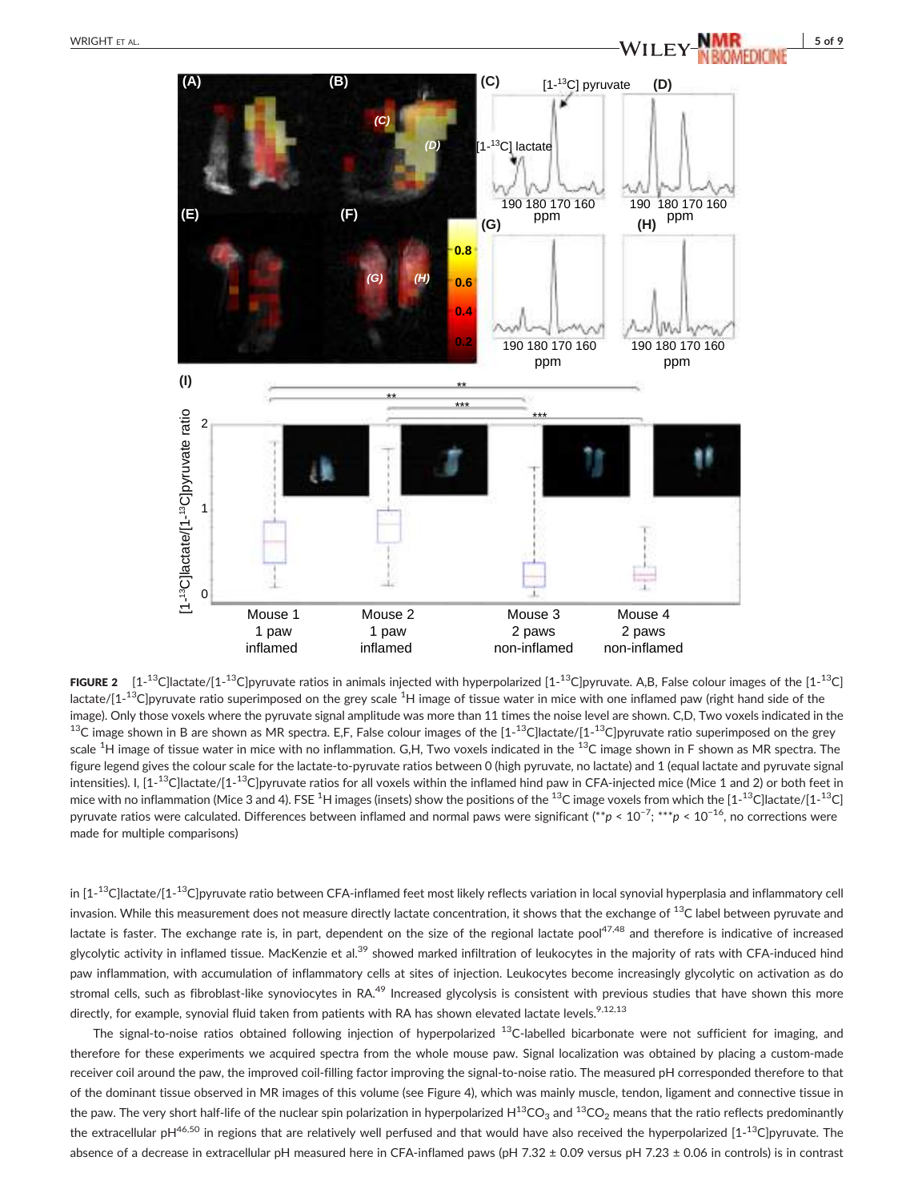**FIGURE 2** [1-$^{13}$C]lactate/[1-$^{13}$C]pyruvate ratios in animals injected with hyperpolarized [1-$^{13}$C]pyruvate. A,B, False colour images of the [1-$^{13}$C] lactate/[1-$^{13}$C]pyruvate ratio superimposed on the grey scale $^{1}$H image of tissue water in mice with one inflamed paw (right hand side of the image). Only those voxels where the pyruvate signal amplitude was more than 11 times the noise level are shown. C,D, Two voxels indicated in the $^{13}$C image shown in B are shown as MR spectra. E,F, False colour images of the [1-$^{13}$C]lactate/[1-$^{13}$C]pyruvate ratio superimposed on the grey scale $^{1}$H image of tissue water in mice with no inflammation. G,H, Two voxels indicated in the $^{13}$C image shown in F shown as MR spectra. The figure legend gives the colour scale for the lactate-to-pyruvate ratios between 0 (high pyruvate, no lactate) and 1 (equal lactate and pyruvate signal intensities). I, [1-$^{13}$C]lactate/[1-$^{13}$C]pyruvate ratios for all voxels within the inflamed hind paw in CFA-injected mice (Mice 1 and 2) or both feet in mice with no inflammation (Mice 3 and 4). FSE $^{1}$H images (insets) show the positions of the $^{13}$C image voxels from which the [1-$^{13}$C]lactate/[1-$^{13}$C] pyruvate ratios were calculated. Differences between inflamed and normal paws were significant (**$p < 10^{-7}$; ***$p < 10^{-16}$, no corrections were made for multiple comparisons)

in [1-$^{13}$C]lactate/[1-$^{13}$C]pyruvate ratio between CFA-inflamed feet most likely reflects variation in local synovial hyperplasia and inflammatory cell invasion. While this measurement does not measure directly lactate concentration, it shows that the exchange of $^{13}$C label between pyruvate and lactate is faster. The exchange rate is, in part, dependent on the size of the regional lactate pool[47,48] and therefore is indicative of increased glycolytic activity in inflamed tissue. MacKenzie et al.[39] showed marked infiltration of leukocytes in the majority of rats with CFA-induced hind paw inflammation, with accumulation of inflammatory cells at sites of injection. Leukocytes become increasingly glycolytic on activation as do stromal cells, such as fibroblast-like synoviocytes in RA.[49] Increased glycolysis is consistent with previous studies that have shown this more directly, for example, synovial fluid taken from patients with RA has shown elevated lactate levels.[9,12,13]

The signal-to-noise ratios obtained following injection of hyperpolarized $^{13}$C-labelled bicarbonate were not sufficient for imaging, and therefore for these experiments we acquired spectra from the whole mouse paw. Signal localization was obtained by placing a custom-made receiver coil around the paw, the improved coil-filling factor improving the signal-to-noise ratio. The measured pH corresponded therefore to that of the dominant tissue observed in MR images of this volume (see Figure 4), which was mainly muscle, tendon, ligament and connective tissue in the paw. The very short half-life of the nuclear spin polarization in hyperpolarized $H^{13}CO_3$ and $^{13}CO_2$ means that the ratio reflects predominantly the extracellular pH[46,50] in regions that are relatively well perfused and that would have also received the hyperpolarized [1-$^{13}$C]pyruvate. The absence of a decrease in extracellular pH measured here in CFA-inflamed paws (pH 7.32 ± 0.09 versus pH 7.23 ± 0.06 in controls) is in contrast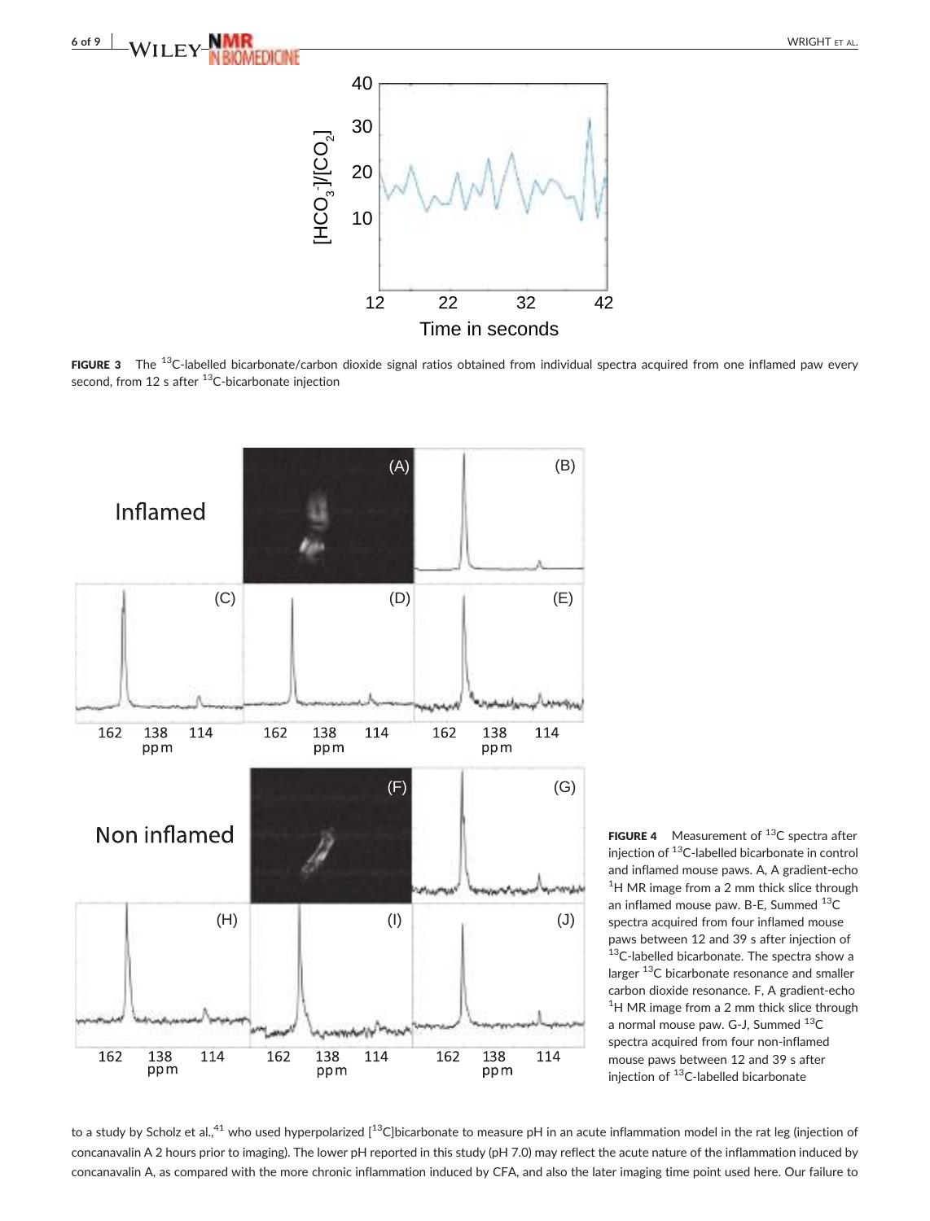**FIGURE 3** The $^{13}$C-labelled bicarbonate/carbon dioxide signal ratios obtained from individual spectra acquired from one inflamed paw every second, from 12 s after $^{13}$C-bicarbonate injection

**FIGURE 4** Measurement of $^{13}$C spectra after injection of $^{13}$C-labelled bicarbonate in control and inflamed mouse paws. A, A gradient-echo $^{1}$H MR image from a 2 mm thick slice through an inflamed mouse paw. B-E, Summed $^{13}$C spectra acquired from four inflamed mouse paws between 12 and 39 s after injection of $^{13}$C-labelled bicarbonate. The spectra show a larger $^{13}$C bicarbonate resonance and smaller carbon dioxide resonance. F, A gradient-echo $^{1}$H MR image from a 2 mm thick slice through a normal mouse paw. G-J, Summed $^{13}$C spectra acquired from four non-inflamed mouse paws between 12 and 39 s after injection of $^{13}$C-labelled bicarbonate

to a study by Scholz et al.,[41] who used hyperpolarized [$^{13}$C]bicarbonate to measure pH in an acute inflammation model in the rat leg (injection of concanavalin A 2 hours prior to imaging). The lower pH reported in this study (pH 7.0) may reflect the acute nature of the inflammation induced by concanavalin A, as compared with the more chronic inflammation induced by CFA, and also the later imaging time point used here. Our failure to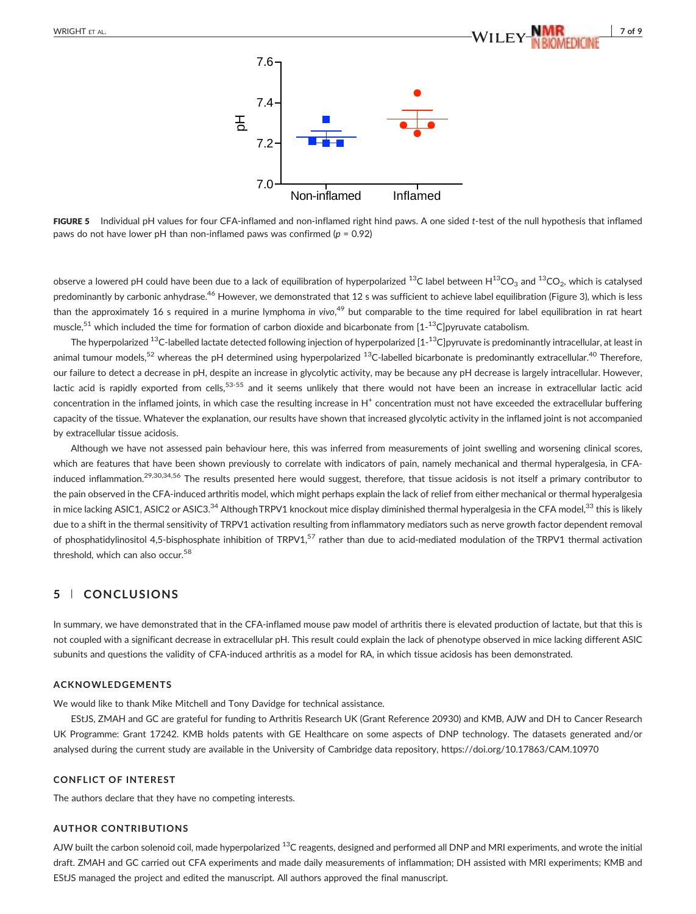FIGURE 5 Individual pH values for four CFA-inflamed and non-inflamed right hind paws. A one sided $t$-test of the null hypothesis that inflamed paws do not have lower pH than non-inflamed paws was confirmed ($p$ = 0.92)

observe a lowered pH could have been due to a lack of equilibration of hyperpolarized $^{13}C$ label between $H^{13}CO_3$ and $^{13}CO_2$, which is catalysed predominantly by carbonic anhydrase.[46] However, we demonstrated that 12 s was sufficient to achieve label equilibration (Figure 3), which is less than the approximately 16 s required in a murine lymphoma *in vivo*,[49] but comparable to the time required for label equilibration in rat heart muscle,[51] which included the time for formation of carbon dioxide and bicarbonate from [1-$^{13}C$]pyruvate catabolism.

The hyperpolarized $^{13}C$-labelled lactate detected following injection of hyperpolarized [1-$^{13}C$]pyruvate is predominantly intracellular, at least in animal tumour models,[52] whereas the pH determined using hyperpolarized $^{13}C$-labelled bicarbonate is predominantly extracellular.[40] Therefore, our failure to detect a decrease in pH, despite an increase in glycolytic activity, may be because any pH decrease is largely intracellular. However, lactic acid is rapidly exported from cells,[53-55] and it seems unlikely that there would not have been an increase in extracellular lactic acid concentration in the inflamed joints, in which case the resulting increase in $H^+$ concentration must not have exceeded the extracellular buffering capacity of the tissue. Whatever the explanation, our results have shown that increased glycolytic activity in the inflamed joint is not accompanied by extracellular tissue acidosis.

Although we have not assessed pain behaviour here, this was inferred from measurements of joint swelling and worsening clinical scores, which are features that have been shown previously to correlate with indicators of pain, namely mechanical and thermal hyperalgesia, in CFA-induced inflammation.[29,30,34,56] The results presented here would suggest, therefore, that tissue acidosis is not itself a primary contributor to the pain observed in the CFA-induced arthritis model, which might perhaps explain the lack of relief from either mechanical or thermal hyperalgesia in mice lacking ASIC1, ASIC2 or ASIC3.[34] Although TRPV1 knockout mice display diminished thermal hyperalgesia in the CFA model,[33] this is likely due to a shift in the thermal sensitivity of TRPV1 activation resulting from inflammatory mediators such as nerve growth factor dependent removal of phosphatidylinositol 4,5-bisphosphate inhibition of TRPV1,[57] rather than due to acid-mediated modulation of the TRPV1 thermal activation threshold, which can also occur.[58]

## 5 | CONCLUSIONS

In summary, we have demonstrated that in the CFA-inflamed mouse paw model of arthritis there is elevated production of lactate, but that this is not coupled with a significant decrease in extracellular pH. This result could explain the lack of phenotype observed in mice lacking different ASIC subunits and questions the validity of CFA-induced arthritis as a model for RA, in which tissue acidosis has been demonstrated.

### ACKNOWLEDGEMENTS

We would like to thank Mike Mitchell and Tony Davidge for technical assistance.

EStJS, ZMAH and GC are grateful for funding to Arthritis Research UK (Grant Reference 20930) and KMB, AJW and DH to Cancer Research UK Programme: Grant 17242. KMB holds patents with GE Healthcare on some aspects of DNP technology. The datasets generated and/or analysed during the current study are available in the University of Cambridge data repository, https://doi.org/10.17863/CAM.10970

### CONFLICT OF INTEREST

The authors declare that they have no competing interests.

### AUTHOR CONTRIBUTIONS

AJW built the carbon solenoid coil, made hyperpolarized $^{13}C$ reagents, designed and performed all DNP and MRI experiments, and wrote the initial draft. ZMAH and GC carried out CFA experiments and made daily measurements of inflammation; DH assisted with MRI experiments; KMB and EStJS managed the project and edited the manuscript. All authors approved the final manuscript.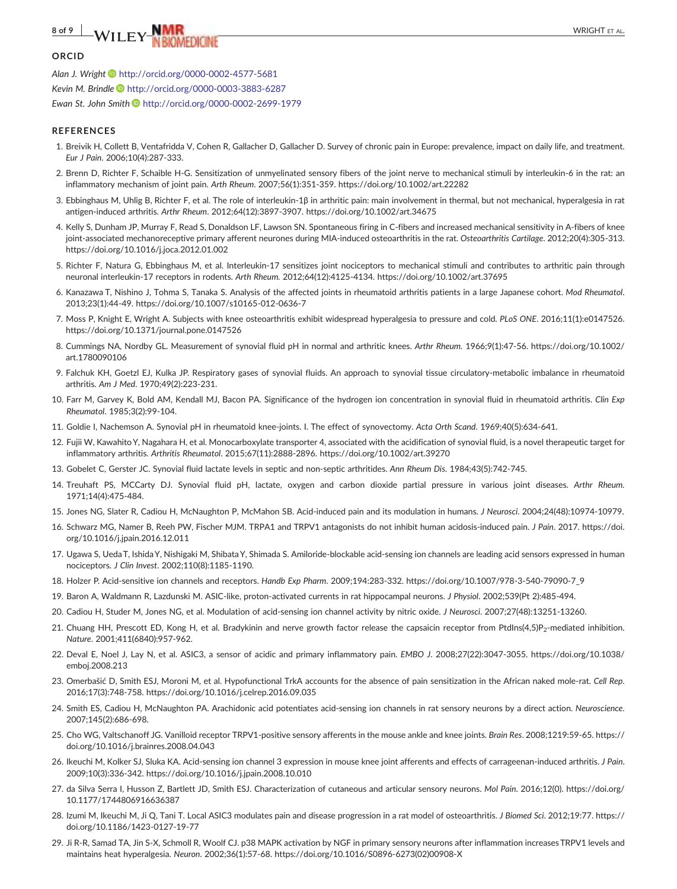## ORCID

*Alan J. Wright* http://orcid.org/0000-0002-4577-5681

*Kevin M. Brindle* http://orcid.org/0000-0003-3883-6287

*Ewan St. John Smith* http://orcid.org/0000-0002-2699-1979

## REFERENCES

1. Breivik H, Collett B, Ventafridda V, Cohen R, Gallacher D, Gallacher D. Survey of chronic pain in Europe: prevalence, impact on daily life, and treatment. *Eur J Pain*. 2006;10(4):287-333.
2. Brenn D, Richter F, Schaible H-G. Sensitization of unmyelinated sensory fibers of the joint nerve to mechanical stimuli by interleukin-6 in the rat: an inflammatory mechanism of joint pain. *Arth Rheum*. 2007;56(1):351-359. https://doi.org/10.1002/art.22282
3. Ebbinghaus M, Uhlig B, Richter F, et al. The role of interleukin-1β in arthritic pain: main involvement in thermal, but not mechanical, hyperalgesia in rat antigen-induced arthritis. *Arthr Rheum*. 2012;64(12):3897-3907. https://doi.org/10.1002/art.34675
4. Kelly S, Dunham JP, Murray F, Read S, Donaldson LF, Lawson SN. Spontaneous firing in C-fibers and increased mechanical sensitivity in A-fibers of knee joint-associated mechanoreceptive primary afferent neurones during MIA-induced osteoarthritis in the rat. *Osteoarthritis Cartilage*. 2012;20(4):305-313. https://doi.org/10.1016/j.joca.2012.01.002
5. Richter F, Natura G, Ebbinghaus M, et al. Interleukin-17 sensitizes joint nociceptors to mechanical stimuli and contributes to arthritic pain through neuronal interleukin-17 receptors in rodents. *Arth Rheum.* 2012;64(12):4125-4134. https://doi.org/10.1002/art.37695
6. Kanazawa T, Nishino J, Tohma S, Tanaka S. Analysis of the affected joints in rheumatoid arthritis patients in a large Japanese cohort. *Mod Rheumatol*. 2013;23(1):44-49. https://doi.org/10.1007/s10165-012-0636-7
7. Moss P, Knight E, Wright A. Subjects with knee osteoarthritis exhibit widespread hyperalgesia to pressure and cold. *PLoS ONE*. 2016;11(1):e0147526. https://doi.org/10.1371/journal.pone.0147526
8. Cummings NA, Nordby GL. Measurement of synovial fluid pH in normal and arthritic knees. *Arthr Rheum.* 1966;9(1):47-56. https://doi.org/10.1002/art.1780090106
9. Falchuk KH, Goetzl EJ, Kulka JP. Respiratory gases of synovial fluids. An approach to synovial tissue circulatory-metabolic imbalance in rheumatoid arthritis. *Am J Med*. 1970;49(2):223-231.
10. Farr M, Garvey K, Bold AM, Kendall MJ, Bacon PA. Significance of the hydrogen ion concentration in synovial fluid in rheumatoid arthritis. *Clin Exp Rheumatol*. 1985;3(2):99-104.
11. Goldie I, Nachemson A. Synovial pH in rheumatoid knee-joints. I. The effect of synovectomy. *Acta Orth Scand*. 1969;40(5):634-641.
12. Fujii W, Kawahito Y, Nagahara H, et al. Monocarboxylate transporter 4, associated with the acidification of synovial fluid, is a novel therapeutic target for inflammatory arthritis. *Arthritis Rheumatol*. 2015;67(11):2888-2896. https://doi.org/10.1002/art.39270
13. Gobelet C, Gerster JC. Synovial fluid lactate levels in septic and non-septic arthritides. *Ann Rheum Dis*. 1984;43(5):742-745.
14. Treuhaft PS, MCCarty DJ. Synovial fluid pH, lactate, oxygen and carbon dioxide partial pressure in various joint diseases. *Arthr Rheum.* 1971;14(4):475-484.
15. Jones NG, Slater R, Cadiou H, McNaughton P, McMahon SB. Acid-induced pain and its modulation in humans. *J Neurosci*. 2004;24(48):10974-10979.
16. Schwarz MG, Namer B, Reeh PW, Fischer MJM. TRPA1 and TRPV1 antagonists do not inhibit human acidosis-induced pain. *J Pain*. 2017. https://doi.org/10.1016/j.jpain.2016.12.011
17. Ugawa S, Ueda T, Ishida Y, Nishigaki M, Shibata Y, Shimada S. Amiloride-blockable acid-sensing ion channels are leading acid sensors expressed in human nociceptors. *J Clin Invest*. 2002;110(8):1185-1190.
18. Holzer P. Acid-sensitive ion channels and receptors. *Handb Exp Pharm*. 2009;194:283-332. https://doi.org/10.1007/978-3-540-79090-7_9
19. Baron A, Waldmann R, Lazdunski M. ASIC-like, proton-activated currents in rat hippocampal neurons. *J Physiol*. 2002;539(Pt 2):485-494.
20. Cadiou H, Studer M, Jones NG, et al. Modulation of acid-sensing ion channel activity by nitric oxide. *J Neurosci*. 2007;27(48):13251-13260.
21. Chuang HH, Prescott ED, Kong H, et al. Bradykinin and nerve growth factor release the capsaicin receptor from PtdIns(4,5)$P_2$-mediated inhibition. *Nature*. 2001;411(6840):957-962.
22. Deval E, Noel J, Lay N, et al. ASIC3, a sensor of acidic and primary inflammatory pain. *EMBO J*. 2008;27(22):3047-3055. https://doi.org/10.1038/emboj.2008.213
23. Omerbašić D, Smith ESJ, Moroni M, et al. Hypofunctional TrkA accounts for the absence of pain sensitization in the African naked mole-rat. *Cell Rep*. 2016;17(3):748-758. https://doi.org/10.1016/j.celrep.2016.09.035
24. Smith ES, Cadiou H, McNaughton PA. Arachidonic acid potentiates acid-sensing ion channels in rat sensory neurons by a direct action. *Neuroscience*. 2007;145(2):686-698.
25. Cho WG, Valtschanoff JG. Vanilloid receptor TRPV1-positive sensory afferents in the mouse ankle and knee joints. *Brain Res*. 2008;1219:59-65. https://doi.org/10.1016/j.brainres.2008.04.043
26. Ikeuchi M, Kolker SJ, Sluka KA. Acid-sensing ion channel 3 expression in mouse knee joint afferents and effects of carrageenan-induced arthritis. *J Pain*. 2009;10(3):336-342. https://doi.org/10.1016/j.jpain.2008.10.010
27. da Silva Serra I, Husson Z, Bartlett JD, Smith ESJ. Characterization of cutaneous and articular sensory neurons. *Mol Pain*. 2016;12(0). https://doi.org/10.1177/1744806916636387
28. Izumi M, Ikeuchi M, Ji Q, Tani T. Local ASIC3 modulates pain and disease progression in a rat model of osteoarthritis. *J Biomed Sci*. 2012;19:77. https://doi.org/10.1186/1423-0127-19-77
29. Ji R-R, Samad TA, Jin S-X, Schmoll R, Woolf CJ. p38 MAPK activation by NGF in primary sensory neurons after inflammation increases TRPV1 levels and maintains heat hyperalgesia. *Neuron*. 2002;36(1):57-68. https://doi.org/10.1016/S0896-6273(02)00908-X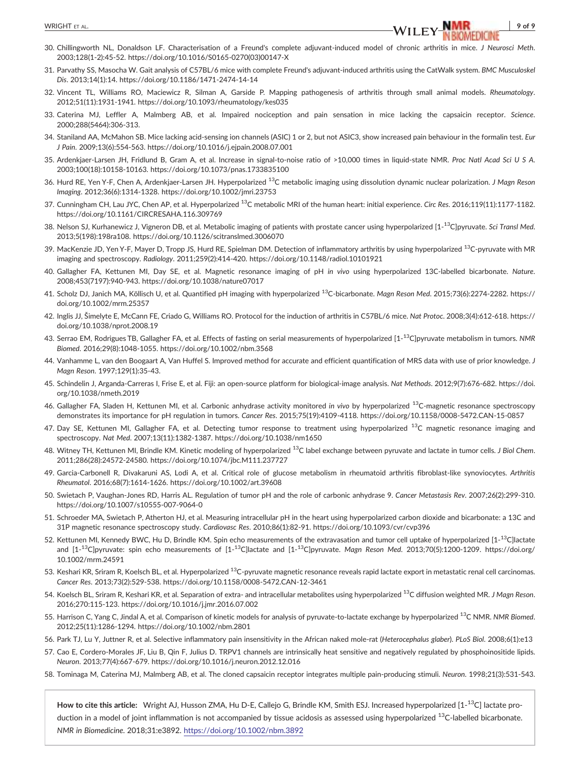30. Chillingworth NL, Donaldson LF. Characterisation of a Freund's complete adjuvant-induced model of chronic arthritis in mice. *J Neurosci Meth*. 2003;128(1-2):45-52. https://doi.org/10.1016/S0165-0270(03)00147-X

31. Parvathy SS, Masocha W. Gait analysis of C57BL/6 mice with complete Freund's adjuvant-induced arthritis using the CatWalk system. *BMC Musculoskel Dis*. 2013;14(1):14. https://doi.org/10.1186/1471-2474-14-14

32. Vincent TL, Williams RO, Maciewicz R, Silman A, Garside P. Mapping pathogenesis of arthritis through small animal models. *Rheumatology*. 2012;51(11):1931-1941. https://doi.org/10.1093/rheumatology/kes035

33. Caterina MJ, Leffler A, Malmberg AB, et al. Impaired nociception and pain sensation in mice lacking the capsaicin receptor. *Science*. 2000;288(5464):306-313.

34. Staniland AA, McMahon SB. Mice lacking acid-sensing ion channels (ASIC) 1 or 2, but not ASIC3, show increased pain behaviour in the formalin test. *Eur J Pain*. 2009;13(6):554-563. https://doi.org/10.1016/j.ejpain.2008.07.001

35. Ardenkjaer-Larsen JH, Fridlund B, Gram A, et al. Increase in signal-to-noise ratio of >10,000 times in liquid-state NMR. *Proc Natl Acad Sci U S A*. 2003;100(18):10158-10163. https://doi.org/10.1073/pnas.1733835100

36. Hurd RE, Yen Y-F, Chen A, Ardenkjaer-Larsen JH. Hyperpolarized $^{13}$C metabolic imaging using dissolution dynamic nuclear polarization. *J Magn Reson Imaging*. 2012;36(6):1314-1328. https://doi.org/10.1002/jmri.23753

37. Cunningham CH, Lau JYC, Chen AP, et al. Hyperpolarized $^{13}$C metabolic MRI of the human heart: initial experience. *Circ Res*. 2016;119(11):1177-1182. https://doi.org/10.1161/CIRCRESAHA.116.309769

38. Nelson SJ, Kurhanewicz J, Vigneron DB, et al. Metabolic imaging of patients with prostate cancer using hyperpolarized [1-$^{13}$C]pyruvate. *Sci Transl Med*. 2013;5(198):198ra108. https://doi.org/10.1126/scitranslmed.3006070

39. MacKenzie JD, Yen Y-F, Mayer D, Tropp JS, Hurd RE, Spielman DM. Detection of inflammatory arthritis by using hyperpolarized $^{13}$C-pyruvate with MR imaging and spectroscopy. *Radiology*. 2011;259(2):414-420. https://doi.org/10.1148/radiol.10101921

40. Gallagher FA, Kettunen MI, Day SE, et al. Magnetic resonance imaging of pH *in vivo* using hyperpolarized 13C-labelled bicarbonate. *Nature*. 2008;453(7197):940-943. https://doi.org/10.1038/nature07017

41. Scholz DJ, Janich MA, Köllisch U, et al. Quantified pH imaging with hyperpolarized $^{13}$C-bicarbonate. *Magn Reson Med*. 2015;73(6):2274-2282. https://doi.org/10.1002/mrm.25357

42. Inglis JJ, Šimelyte E, McCann FE, Criado G, Williams RO. Protocol for the induction of arthritis in C57BL/6 mice. *Nat Protoc*. 2008;3(4):612-618. https://doi.org/10.1038/nprot.2008.19

43. Serrao EM, Rodrigues TB, Gallagher FA, et al. Effects of fasting on serial measurements of hyperpolarized [1-$^{13}$C]pyruvate metabolism in tumors. *NMR Biomed*. 2016;29(8):1048-1055. https://doi.org/10.1002/nbm.3568

44. Vanhamme L, van den Boogaart A, Van Huffel S. Improved method for accurate and efficient quantification of MRS data with use of prior knowledge. *J Magn Reson*. 1997;129(1):35-43.

45. Schindelin J, Arganda-Carreras I, Frise E, et al. Fiji: an open-source platform for biological-image analysis. *Nat Methods*. 2012;9(7):676-682. https://doi.org/10.1038/nmeth.2019

46. Gallagher FA, Sladen H, Kettunen MI, et al. Carbonic anhydrase activity monitored *in vivo* by hyperpolarized $^{13}$C-magnetic resonance spectroscopy demonstrates its importance for pH regulation in tumors. *Cancer Res*. 2015;75(19):4109-4118. https://doi.org/10.1158/0008-5472.CAN-15-0857

47. Day SE, Kettunen MI, Gallagher FA, et al. Detecting tumor response to treatment using hyperpolarized $^{13}$C magnetic resonance imaging and spectroscopy. *Nat Med*. 2007;13(11):1382-1387. https://doi.org/10.1038/nm1650

48. Witney TH, Kettunen MI, Brindle KM. Kinetic modeling of hyperpolarized $^{13}$C label exchange between pyruvate and lactate in tumor cells. *J Biol Chem*. 2011;286(28):24572-24580. https://doi.org/10.1074/jbc.M111.237727

49. Garcia-Carbonell R, Divakaruni AS, Lodi A, et al. Critical role of glucose metabolism in rheumatoid arthritis fibroblast-like synoviocytes. *Arthritis Rheumatol*. 2016;68(7):1614-1626. https://doi.org/10.1002/art.39608

50. Swietach P, Vaughan-Jones RD, Harris AL. Regulation of tumor pH and the role of carbonic anhydrase 9. *Cancer Metastasis Rev*. 2007;26(2):299-310. https://doi.org/10.1007/s10555-007-9064-0

51. Schroeder MA, Swietach P, Atherton HJ, et al. Measuring intracellular pH in the heart using hyperpolarized carbon dioxide and bicarbonate: a 13C and 31P magnetic resonance spectroscopy study. *Cardiovasc Res*. 2010;86(1):82-91. https://doi.org/10.1093/cvr/cvp396

52. Kettunen MI, Kennedy BWC, Hu D, Brindle KM. Spin echo measurements of the extravasation and tumor cell uptake of hyperpolarized [1-$^{13}$C]lactate and [1-$^{13}$C]pyruvate: spin echo measurements of [1-$^{13}$C]lactate and [1-$^{13}$C]pyruvate. *Magn Reson Med*. 2013;70(5):1200-1209. https://doi.org/10.1002/mrm.24591

53. Keshari KR, Sriram R, Koelsch BL, et al. Hyperpolarized $^{13}$C-pyruvate magnetic resonance reveals rapid lactate export in metastatic renal cell carcinomas. *Cancer Res*. 2013;73(2):529-538. https://doi.org/10.1158/0008-5472.CAN-12-3461

54. Koelsch BL, Sriram R, Keshari KR, et al. Separation of extra- and intracellular metabolites using hyperpolarized $^{13}$C diffusion weighted MR. *J Magn Reson*. 2016;270:115-123. https://doi.org/10.1016/j.jmr.2016.07.002

55. Harrison C, Yang C, Jindal A, et al. Comparison of kinetic models for analysis of pyruvate-to-lactate exchange by hyperpolarized $^{13}$C NMR. *NMR Biomed*. 2012;25(11):1286-1294. https://doi.org/10.1002/nbm.2801

56. Park TJ, Lu Y, Juttner R, et al. Selective inflammatory pain insensitivity in the African naked mole-rat (*Heterocephalus glaber*). *PLoS Biol*. 2008;6(1):e13

57. Cao E, Cordero-Morales JF, Liu B, Qin F, Julius D. TRPV1 channels are intrinsically heat sensitive and negatively regulated by phosphoinositide lipids. *Neuron*. 2013;77(4):667-679. https://doi.org/10.1016/j.neuron.2012.12.016

58. Tominaga M, Caterina MJ, Malmberg AB, et al. The cloned capsaicin receptor integrates multiple pain-producing stimuli. *Neuron*. 1998;21(3):531-543.

**How to cite this article:** Wright AJ, Husson ZMA, Hu D-E, Callejo G, Brindle KM, Smith ESJ. Increased hyperpolarized [1-$^{13}$C] lactate production in a model of joint inflammation is not accompanied by tissue acidosis as assessed using hyperpolarized $^{13}$C-labelled bicarbonate. *NMR in Biomedicine*. 2018;31:e3892. https://doi.org/10.1002/nbm.3892